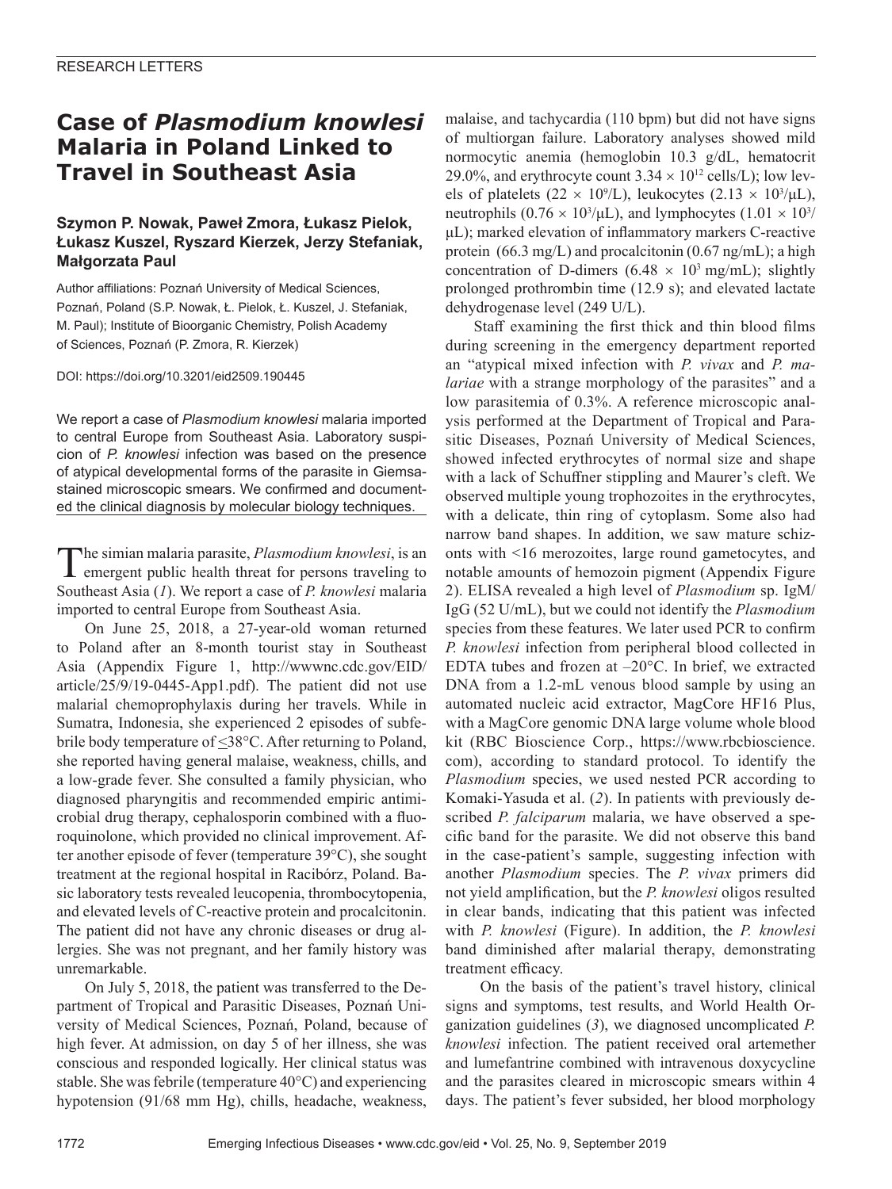RESEARCH LETTERS

# Case of *Plasmodium knowlesi* Malaria in Poland Linked to Travel in Southeast Asia

**Szymon P. Nowak, Paweł Zmora, Łukasz Pielok, Łukasz Kuszel, Ryszard Kierzek, Jerzy Stefaniak, Małgorzata Paul**

Author affiliations: Poznań University of Medical Sciences, Poznań, Poland (S.P. Nowak, Ł. Pielok, Ł. Kuszel, J. Stefaniak, M. Paul); Institute of Bioorganic Chemistry, Polish Academy of Sciences, Poznań (P. Zmora, R. Kierzek)

DOI: https://doi.org/10.3201/eid2509.190445

We report a case of *Plasmodium knowlesi* malaria imported to central Europe from Southeast Asia. Laboratory suspicion of *P. knowlesi* infection was based on the presence of atypical developmental forms of the parasite in Giemsa-stained microscopic smears. We confirmed and documented the clinical diagnosis by molecular biology techniques.

The simian malaria parasite, *Plasmodium knowlesi*, is an emergent public health threat for persons traveling to Southeast Asia (*1*). We report a case of *P. knowlesi* malaria imported to central Europe from Southeast Asia.

On June 25, 2018, a 27-year-old woman returned to Poland after an 8-month tourist stay in Southeast Asia (Appendix Figure 1, http://wwwnc.cdc.gov/EID/article/25/9/19-0445-App1.pdf). The patient did not use malarial chemoprophylaxis during her travels. While in Sumatra, Indonesia, she experienced 2 episodes of subfebrile body temperature of $\leq$38°C. After returning to Poland, she reported having general malaise, weakness, chills, and a low-grade fever. She consulted a family physician, who diagnosed pharyngitis and recommended empiric antimicrobial drug therapy, cephalosporin combined with a fluoroquinolone, which provided no clinical improvement. After another episode of fever (temperature 39°C), she sought treatment at the regional hospital in Racibórz, Poland. Basic laboratory tests revealed leucopenia, thrombocytopenia, and elevated levels of C-reactive protein and procalcitonin. The patient did not have any chronic diseases or drug allergies. She was not pregnant, and her family history was unremarkable.

On July 5, 2018, the patient was transferred to the Department of Tropical and Parasitic Diseases, Poznań University of Medical Sciences, Poznań, Poland, because of high fever. At admission, on day 5 of her illness, she was conscious and responded logically. Her clinical status was stable. She was febrile (temperature 40°C) and experiencing hypotension (91/68 mm Hg), chills, headache, weakness, malaise, and tachycardia (110 bpm) but did not have signs of multiorgan failure. Laboratory analyses showed mild normocytic anemia (hemoglobin 10.3 g/dL, hematocrit 29.0%, and erythrocyte count $3.34 \times 10^{12}$ cells/L); low levels of platelets ($22 \times 10^9$/L), leukocytes ($2.13 \times 10^3$/μL), neutrophils ($0.76 \times 10^3$/μL), and lymphocytes ($1.01 \times 10^3$/μL); marked elevation of inflammatory markers C-reactive protein (66.3 mg/L) and procalcitonin (0.67 ng/mL); a high concentration of D-dimers ($6.48 \times 10^3$ mg/mL); slightly prolonged prothrombin time (12.9 s); and elevated lactate dehydrogenase level (249 U/L).

Staff examining the first thick and thin blood films during screening in the emergency department reported an "atypical mixed infection with *P. vivax* and *P. malariae* with a strange morphology of the parasites" and a low parasitemia of 0.3%. A reference microscopic analysis performed at the Department of Tropical and Parasitic Diseases, Poznań University of Medical Sciences, showed infected erythrocytes of normal size and shape with a lack of Schuffner stippling and Maurer's cleft. We observed multiple young trophozoites in the erythrocytes, with a delicate, thin ring of cytoplasm. Some also had narrow band shapes. In addition, we saw mature schizonts with <16 merozoites, large round gametocytes, and notable amounts of hemozoin pigment (Appendix Figure 2). ELISA revealed a high level of *Plasmodium* sp. IgM/IgG (52 U/mL), but we could not identify the *Plasmodium* species from these features. We later used PCR to confirm *P. knowlesi* infection from peripheral blood collected in EDTA tubes and frozen at –20°C. In brief, we extracted DNA from a 1.2-mL venous blood sample by using an automated nucleic acid extractor, MagCore HF16 Plus, with a MagCore genomic DNA large volume whole blood kit (RBC Bioscience Corp., https://www.rbcbioscience.com), according to standard protocol. To identify the *Plasmodium* species, we used nested PCR according to Komaki-Yasuda et al. (*2*). In patients with previously described *P. falciparum* malaria, we have observed a specific band for the parasite. We did not observe this band in the case-patient's sample, suggesting infection with another *Plasmodium* species. The *P. vivax* primers did not yield amplification, but the *P. knowlesi* oligos resulted in clear bands, indicating that this patient was infected with *P. knowlesi* (Figure). In addition, the *P. knowlesi* band diminished after malarial therapy, demonstrating treatment efficacy.

On the basis of the patient's travel history, clinical signs and symptoms, test results, and World Health Organization guidelines (*3*), we diagnosed uncomplicated *P. knowlesi* infection. The patient received oral artemether and lumefantrine combined with intravenous doxycycline and the parasites cleared in microscopic smears within 4 days. The patient's fever subsided, her blood morphology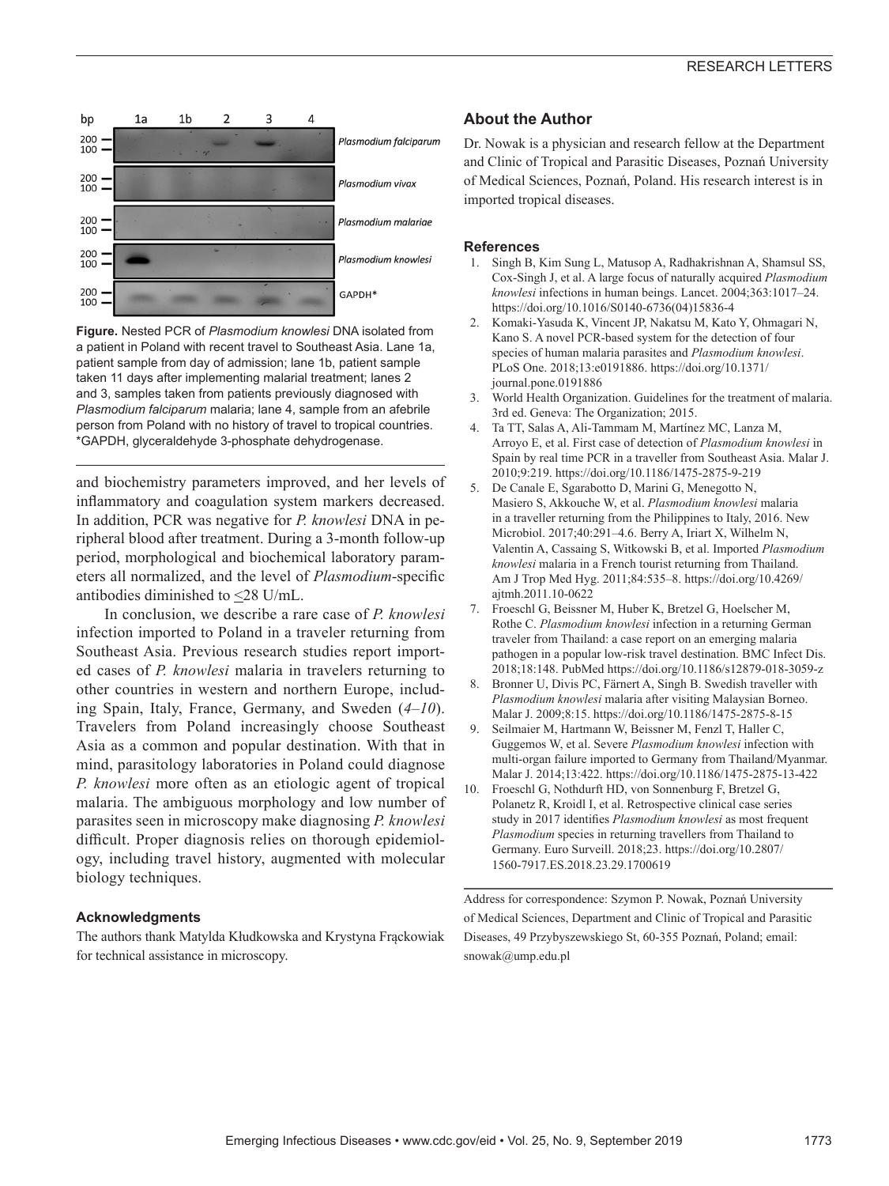**Figure.** Nested PCR of *Plasmodium knowlesi* DNA isolated from a patient in Poland with recent travel to Southeast Asia. Lane 1a, patient sample from day of admission; lane 1b, patient sample taken 11 days after implementing malarial treatment; lanes 2 and 3, samples taken from patients previously diagnosed with *Plasmodium falciparum* malaria; lane 4, sample from an afebrile person from Poland with no history of travel to tropical countries. *GAPDH, glyceraldehyde 3-phosphate dehydrogenase.

and biochemistry parameters improved, and her levels of inflammatory and coagulation system markers decreased. In addition, PCR was negative for *P. knowlesi* DNA in peripheral blood after treatment. During a 3-month follow-up period, morphological and biochemical laboratory parameters all normalized, and the level of *Plasmodium*-specific antibodies diminished to ≤28 U/mL.

In conclusion, we describe a rare case of *P. knowlesi* infection imported to Poland in a traveler returning from Southeast Asia. Previous research studies report imported cases of *P. knowlesi* malaria in travelers returning to other countries in western and northern Europe, including Spain, Italy, France, Germany, and Sweden (*4–10*). Travelers from Poland increasingly choose Southeast Asia as a common and popular destination. With that in mind, parasitology laboratories in Poland could diagnose *P. knowlesi* more often as an etiologic agent of tropical malaria. The ambiguous morphology and low number of parasites seen in microscopy make diagnosing *P. knowlesi* difficult. Proper diagnosis relies on thorough epidemiology, including travel history, augmented with molecular biology techniques.

### Acknowledgments

The authors thank Matylda Kłudkowska and Krystyna Frąckowiak for technical assistance in microscopy.

## About the Author

Dr. Nowak is a physician and research fellow at the Department and Clinic of Tropical and Parasitic Diseases, Poznań University of Medical Sciences, Poznań, Poland. His research interest is in imported tropical diseases.

### References

1. Singh B, Kim Sung L, Matusop A, Radhakrishnan A, Shamsul SS, Cox-Singh J, et al. A large focus of naturally acquired *Plasmodium knowlesi* infections in human beings. Lancet. 2004;363:1017–24. https://doi.org/10.1016/S0140-6736(04)15836-4
2. Komaki-Yasuda K, Vincent JP, Nakatsu M, Kato Y, Ohmagari N, Kano S. A novel PCR-based system for the detection of four species of human malaria parasites and *Plasmodium knowlesi*. PLoS One. 2018;13:e0191886. https://doi.org/10.1371/journal.pone.0191886
3. World Health Organization. Guidelines for the treatment of malaria. 3rd ed. Geneva: The Organization; 2015.
4. Ta TT, Salas A, Ali-Tammam M, Martínez MC, Lanza M, Arroyo E, et al. First case of detection of *Plasmodium knowlesi* in Spain by real time PCR in a traveller from Southeast Asia. Malar J. 2010;9:219. https://doi.org/10.1186/1475-2875-9-219
5. De Canale E, Sgarabotto D, Marini G, Menegotto N, Masiero S, Akkouche W, et al. *Plasmodium knowlesi* malaria in a traveller returning from the Philippines to Italy, 2016. New Microbiol. 2017;40:291–4.6. Berry A, Iriart X, Wilhelm N, Valentin A, Cassaing S, Witkowski B, et al. Imported *Plasmodium knowlesi* malaria in a French tourist returning from Thailand. Am J Trop Med Hyg. 2011;84:535–8. https://doi.org/10.4269/ajtmh.2011.10-0622
7. Froeschl G, Beissner M, Huber K, Bretzel G, Hoelscher M, Rothe C. *Plasmodium knowlesi* infection in a returning German traveler from Thailand: a case report on an emerging malaria pathogen in a popular low-risk travel destination. BMC Infect Dis. 2018;18:148. PubMed https://doi.org/10.1186/s12879-018-3059-z
8. Bronner U, Divis PC, Färnert A, Singh B. Swedish traveller with *Plasmodium knowlesi* malaria after visiting Malaysian Borneo. Malar J. 2009;8:15. https://doi.org/10.1186/1475-2875-8-15
9. Seilmaier M, Hartmann W, Beissner M, Fenzl T, Haller C, Guggemos W, et al. Severe *Plasmodium knowlesi* infection with multi-organ failure imported to Germany from Thailand/Myanmar. Malar J. 2014;13:422. https://doi.org/10.1186/1475-2875-13-422
10. Froeschl G, Nothdurft HD, von Sonnenburg F, Bretzel G, Polanetz R, Kroidl I, et al. Retrospective clinical case series study in 2017 identifies *Plasmodium knowlesi* as most frequent *Plasmodium* species in returning travellers from Thailand to Germany. Euro Surveill. 2018;23. https://doi.org/10.2807/1560-7917.ES.2018.23.29.1700619

Address for correspondence: Szymon P. Nowak, Poznań University of Medical Sciences, Department and Clinic of Tropical and Parasitic Diseases, 49 Przybyszewskiego St, 60-355 Poznań, Poland; email: snowak@ump.edu.pl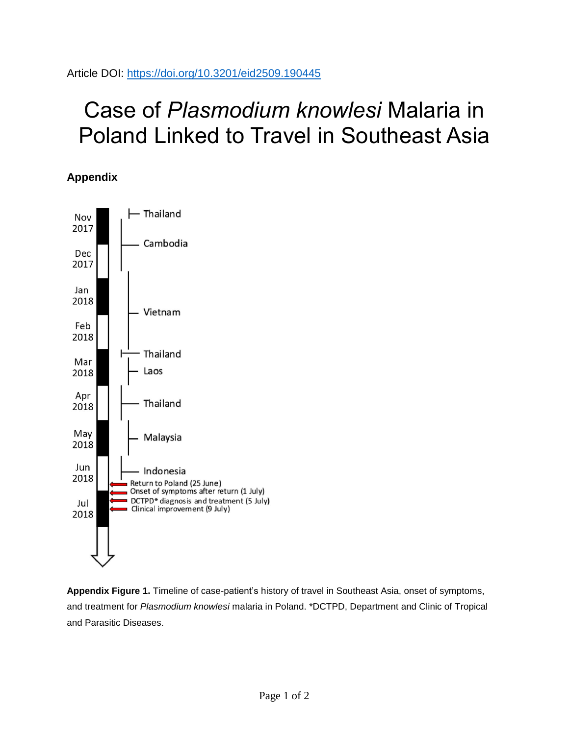Article DOI: https://doi.org/10.3201/eid2509.190445

# Case of *Plasmodium knowlesi* Malaria in Poland Linked to Travel in Southeast Asia

## Appendix

**Appendix Figure 1.** Timeline of case-patient's history of travel in Southeast Asia, onset of symptoms, and treatment for *Plasmodium knowlesi* malaria in Poland. *DCTPD, Department and Clinic of Tropical and Parasitic Diseases.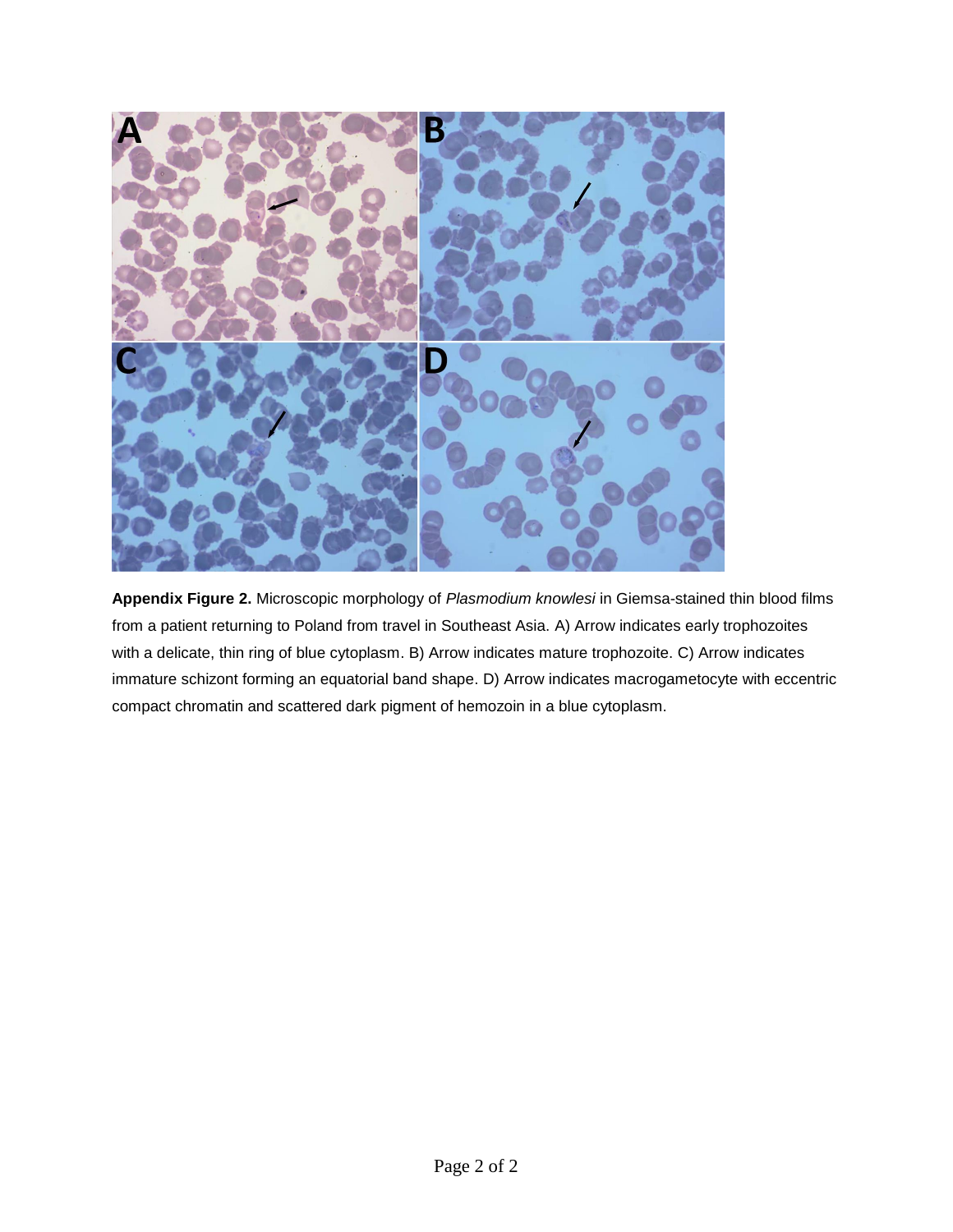**Appendix Figure 2.** Microscopic morphology of *Plasmodium knowlesi* in Giemsa-stained thin blood films from a patient returning to Poland from travel in Southeast Asia. A) Arrow indicates early trophozoites with a delicate, thin ring of blue cytoplasm. B) Arrow indicates mature trophozoite. C) Arrow indicates immature schizont forming an equatorial band shape. D) Arrow indicates macrogametocyte with eccentric compact chromatin and scattered dark pigment of hemozoin in a blue cytoplasm.